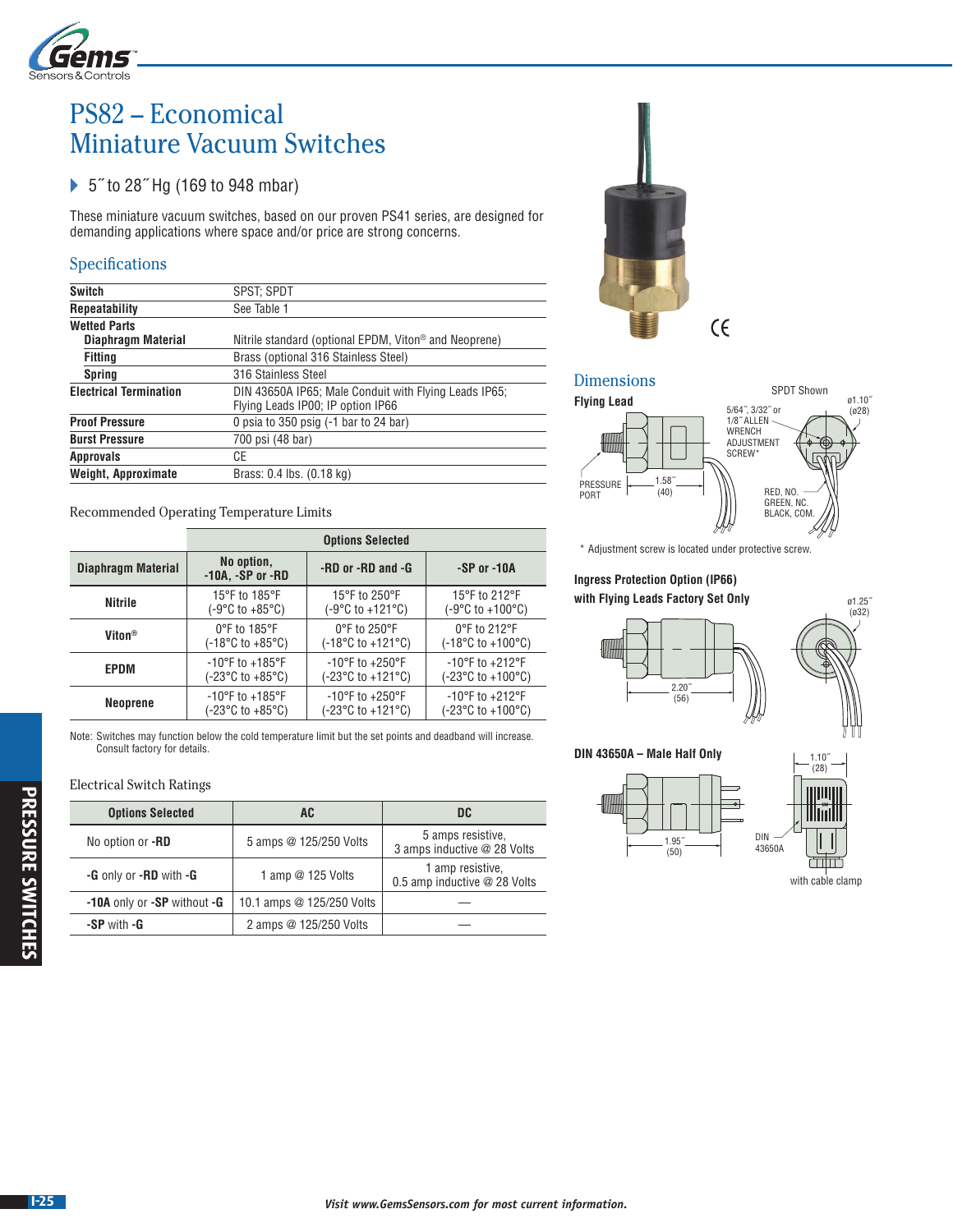# PS82 – Economical Miniature Vacuum Switches

- 5˝ to 28˝ Hg (169 to 948 mbar)

These miniature vacuum switches, based on our proven PS41 series, are designed for demanding applications where space and/or price are strong concerns.

## Specifications

| | |
|---|---|
| **Switch** | SPST; SPDT |
| **Repeatability** | See Table 1 |
| **Wetted Parts** | |
| **Diaphragm Material** | Nitrile standard (optional EPDM, Viton® and Neoprene) |
| **Fitting** | Brass (optional 316 Stainless Steel) |
| **Spring** | 316 Stainless Steel |
| **Electrical Termination** | DIN 43650A IP65; Male Conduit with Flying Leads IP65; Flying Leads IP00; IP option IP66 |
| **Proof Pressure** | 0 psia to 350 psig (-1 bar to 24 bar) |
| **Burst Pressure** | 700 psi (48 bar) |
| **Approvals** | CE |
| **Weight, Approximate** | Brass: 0.4 lbs. (0.18 kg) |

### Recommended Operating Temperature Limits

| | Options Selected | | |
|---|---|---|---|
| **Diaphragm Material** | **No option, -10A, -SP or -RD** | **-RD or -RD and -G** | **-SP or -10A** |
| **Nitrile** | 15°F to 185°F (-9°C to +85°C) | 15°F to 250°F (-9°C to +121°C) | 15°F to 212°F (-9°C to +100°C) |
| **Viton®** | 0°F to 185°F (-18°C to +85°C) | 0°F to 250°F (-18°C to +121°C) | 0°F to 212°F (-18°C to +100°C) |
| **EPDM** | -10°F to +185°F (-23°C to +85°C) | -10°F to +250°F (-23°C to +121°C) | -10°F to +212°F (-23°C to +100°C) |
| **Neoprene** | -10°F to +185°F (-23°C to +85°C) | -10°F to +250°F (-23°C to +121°C) | -10°F to +212°F (-23°C to +100°C) |

Note: Switches may function below the cold temperature limit but the set points and deadband will increase. Consult factory for details.

### Electrical Switch Ratings

| Options Selected | AC | DC |
|---|---|---|
| No option or **-RD** | 5 amps @ 125/250 Volts | 5 amps resistive, 3 amps inductive @ 28 Volts |
| **-G** only or **-RD** with **-G** | 1 amp @ 125 Volts | 1 amp resistive, 0.5 amp inductive @ 28 Volts |
| **-10A** only or **-SP** without **-G** | 10.1 amps @ 125/250 Volts | — |
| **-SP** with **-G** | 2 amps @ 125/250 Volts | — |

## Dimensions

**Flying Lead**

SPDT Shown

5/64˝, 3/32˝ or 1/8˝ ALLEN WRENCH ADJUSTMENT SCREW*

ø1.10˝ (ø28)

PRESSURE PORT

1.58˝ (40)

RED, NO. GREEN, NC. BLACK, COM.

\* Adjustment screw is located under protective screw.

**Ingress Protection Option (IP66) with Flying Leads Factory Set Only**

ø1.25˝ (ø32)

2.20˝ (56)

**DIN 43650A – Male Half Only**

1.10˝ (28)

1.95˝ (50)

DIN 43650A

with cable clamp

PRESSURE SWITCHES

*Visit www.GemsSensors.com for most current information.*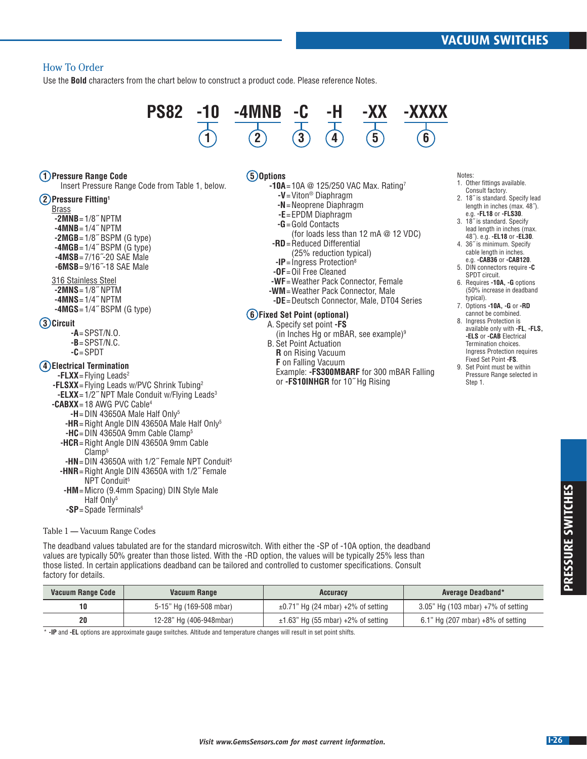## VACUUM SWITCHES

### How To Order

Use the **Bold** characters from the chart below to construct a product code. Please reference Notes.

**PS82 -10 -4MNB -C -H -XX -XXXX**

(1) -10 (2) -4MNB (3) -C (4) -H (5) -XX (6) -XXXX

**1 Pressure Range Code**
Insert Pressure Range Code from Table 1, below.

**2 Pressure Fitting**[1]

Brass
- **-2MNB** = 1/8˝ NPTM
- **-4MNB** = 1/4˝ NPTM
- **-2MGB** = 1/8˝ BSPM (G type)
- **-4MGB** = 1/4˝ BSPM (G type)
- **-4MSB** = 7/16˝-20 SAE Male
- **-6MSB** = 9/16˝-18 SAE Male

316 Stainless Steel
- **-2MNS** = 1/8˝ NPTM
- **-4MNS** = 1/4˝ NPTM
- **-4MGS** = 1/4˝ BSPM (G type)

**3 Circuit**
- **-A** = SPST/N.O.
- **-B** = SPST/N.C.
- **-C** = SPDT

**4 Electrical Termination**
- **-FLXX** = Flying Leads[2]
- **-FLSXX** = Flying Leads w/PVC Shrink Tubing[2]
- **-ELXX** = 1/2˝ NPT Male Conduit w/Flying Leads[3]
- **-CABXX** = 18 AWG PVC Cable[4]
- **-H** = DIN 43650A Male Half Only[5]
- **-HR** = Right Angle DIN 43650A Male Half Only[5]
- **-HC** = DIN 43650A 9mm Cable Clamp[5]
- **-HCR** = Right Angle DIN 43650A 9mm Cable Clamp[5]
- **-HN** = DIN 43650A with 1/2˝ Female NPT Conduit[5]
- **-HNR** = Right Angle DIN 43650A with 1/2˝ Female NPT Conduit[5]
- **-HM** = Micro (9.4mm Spacing) DIN Style Male Half Only[5]
- **-SP** = Spade Terminals[6]

**5 Options**
- **-10A** = 10A @ 125/250 VAC Max. Rating[7]
- **-V** = Viton® Diaphragm
- **-N** = Neoprene Diaphragm
- **-E** = EPDM Diaphragm
- **-G** = Gold Contacts (for loads less than 12 mA @ 12 VDC)
- **-RD** = Reduced Differential (25% reduction typical)
- **-IP** = Ingress Protection[8]
- **-OF** = Oil Free Cleaned
- **-WF** = Weather Pack Connector, Female
- **-WM** = Weather Pack Connector, Male
- **-DE** = Deutsch Connector, Male, DT04 Series

**6 Fixed Set Point (optional)**

A. Specify set point **-FS** (in Inches Hg or mBAR, see example)[9]

B. Set Point Actuation
**R** on Rising Vacuum
**F** on Falling Vacuum
Example: **-FS300MBARF** for 300 mBAR Falling or **-FS10INHGR** for 10˝ Hg Rising

Notes:
1. Other fittings available. Consult factory.
2. 18˝ is standard. Specify lead length in inches (max. 48˝). e.g. **-FL18** or **-FLS30**.
3. 18˝ is standard. Specify lead length in inches (max. 48˝). e.g. **-EL18** or **-EL30**.
4. 36˝ is minimum. Specify cable length in inches. e.g. **-CAB36** or **-CAB120**.
5. DIN connectors require **-C** SPDT circuit.
6. Requires **-10A**, **-G** options (50% increase in deadband typical).
7. Options **-10A**, **-G** or **-RD** cannot be combined.
8. Ingress Protection is available only with **-FL**, **-FLS**, **-ELS** or **-CAB** Electrical Termination choices. Ingress Protection requires Fixed Set Point **-FS**.
9. Set Point must be within Pressure Range selected in Step 1.

Table 1 — Vacuum Range Codes

The deadband values tabulated are for the standard microswitch. With either the -SP of -10A option, the deadband values are typically 50% greater than those listed. With the -RD option, the values will be typically 25% less than those listed. In certain applications deadband can be tailored and controlled to customer specifications. Consult factory for details.

| Vacuum Range Code | Vacuum Range | Accuracy | Average Deadband* |
|---|---|---|---|
| **10** | 5-15" Hg (169-508 mbar) | ±0.71" Hg (24 mbar) +2% of setting | 3.05" Hg (103 mbar) +7% of setting |
| **20** | 12-28" Hg (406-948mbar) | ±1.63" Hg (55 mbar) +2% of setting | 6.1" Hg (207 mbar) +8% of setting |

\* **-IP** and **-EL** options are approximate gauge switches. Altitude and temperature changes will result in set point shifts.

*Visit www.GemsSensors.com for most current information.*